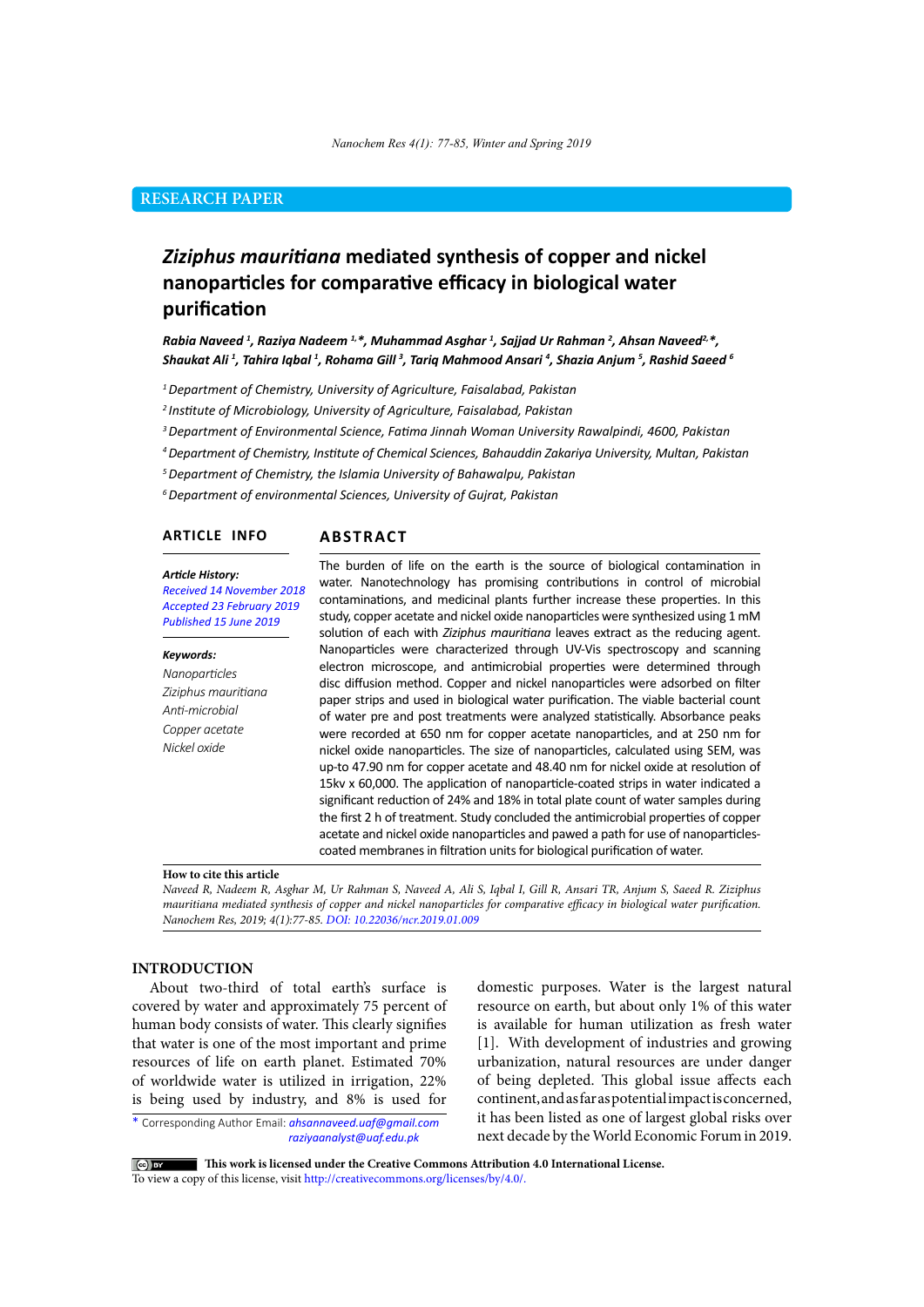RESEARCH PAPER

# *Ziziphus mauritiana* mediated synthesis of copper and nickel nanoparticles for comparative efficacy in biological water purification

***Rabia Naveed [1], Raziya Nadeem [1,*], Muhammad Asghar [1], Sajjad Ur Rahman [2], Ahsan Naveed[2,*], Shaukat Ali [1], Tahira Iqbal [1], Rohama Gill [3], Tariq Mahmood Ansari [4], Shazia Anjum [5], Rashid Saeed [6]***

*[1] Department of Chemistry, University of Agriculture, Faisalabad, Pakistan*

*[2] Institute of Microbiology, University of Agriculture, Faisalabad, Pakistan*

*[3] Department of Environmental Science, Fatima Jinnah Woman University Rawalpindi, 4600, Pakistan*

*[4] Department of Chemistry, Institute of Chemical Sciences, Bahauddin Zakariya University, Multan, Pakistan*

*[5] Department of Chemistry, the Islamia University of Bahawalpu, Pakistan*

*[6] Department of environmental Sciences, University of Gujrat, Pakistan*

## ARTICLE INFO

***Article History:***
*Received 14 November 2018*
*Accepted 23 February 2019*
*Published 15 June 2019*

***Keywords:***
*Nanoparticles*
*Ziziphus mauritiana*
*Anti-microbial*
*Copper acetate*
*Nickel oxide*

## ABSTRACT

The burden of life on the earth is the source of biological contamination in water. Nanotechnology has promising contributions in control of microbial contaminations, and medicinal plants further increase these properties. In this study, copper acetate and nickel oxide nanoparticles were synthesized using 1 mM solution of each with *Ziziphus mauritiana* leaves extract as the reducing agent. Nanoparticles were characterized through UV-Vis spectroscopy and scanning electron microscope, and antimicrobial properties were determined through disc diffusion method. Copper and nickel nanoparticles were adsorbed on filter paper strips and used in biological water purification. The viable bacterial count of water pre and post treatments were analyzed statistically. Absorbance peaks were recorded at 650 nm for copper acetate nanoparticles, and at 250 nm for nickel oxide nanoparticles. The size of nanoparticles, calculated using SEM, was up-to 47.90 nm for copper acetate and 48.40 nm for nickel oxide at resolution of 15kv x 60,000. The application of nanoparticle-coated strips in water indicated a significant reduction of 24% and 18% in total plate count of water samples during the first 2 h of treatment. Study concluded the antimicrobial properties of copper acetate and nickel oxide nanoparticles and pawed a path for use of nanoparticles-coated membranes in filtration units for biological purification of water.

**How to cite this article**
*Naveed R, Nadeem R, Asghar M, Ur Rahman S, Naveed A, Ali S, Iqbal I, Gill R, Ansari TR, Anjum S, Saeed R. Ziziphus mauritiana mediated synthesis of copper and nickel nanoparticles for comparative efficacy in biological water purification. Nanochem Res, 2019; 4(1):77-85. DOI: 10.22036/ncr.2019.01.009*

## INTRODUCTION

About two-third of total earth's surface is covered by water and approximately 75 percent of human body consists of water. This clearly signifies that water is one of the most important and prime resources of life on earth planet. Estimated 70% of worldwide water is utilized in irrigation, 22% is being used by industry, and 8% is used for domestic purposes. Water is the largest natural resource on earth, but about only 1% of this water is available for human utilization as fresh water [1]. With development of industries and growing urbanization, natural resources are under danger of being depleted. This global issue affects each continent, and as far as potential impact is concerned, it has been listed as one of largest global risks over next decade by the World Economic Forum in 2019.

\* Corresponding Author Email: *ahsannaveed.uaf@gmail.com*
*raziyaanalyst@uaf.edu.pk*

**This work is licensed under the Creative Commons Attribution 4.0 International License.**
To view a copy of this license, visit http://creativecommons.org/licenses/by/4.0/.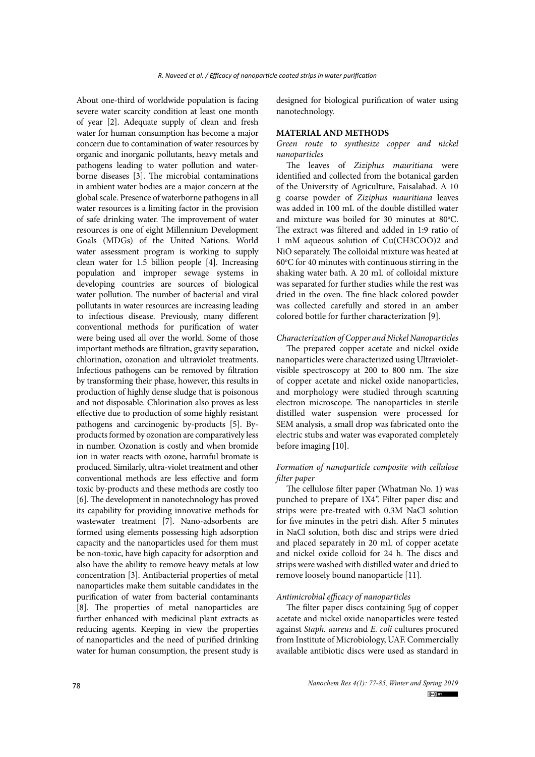About one-third of worldwide population is facing severe water scarcity condition at least one month of year [2]. Adequate supply of clean and fresh water for human consumption has become a major concern due to contamination of water resources by organic and inorganic pollutants, heavy metals and pathogens leading to water pollution and water-borne diseases [3]. The microbial contaminations in ambient water bodies are a major concern at the global scale. Presence of waterborne pathogens in all water resources is a limiting factor in the provision of safe drinking water. The improvement of water resources is one of eight Millennium Development Goals (MDGs) of the United Nations. World water assessment program is working to supply clean water for 1.5 billion people [4]. Increasing population and improper sewage systems in developing countries are sources of biological water pollution. The number of bacterial and viral pollutants in water resources are increasing leading to infectious disease. Previously, many different conventional methods for purification of water were being used all over the world. Some of those important methods are filtration, gravity separation, chlorination, ozonation and ultraviolet treatments. Infectious pathogens can be removed by filtration by transforming their phase, however, this results in production of highly dense sludge that is poisonous and not disposable. Chlorination also proves as less effective due to production of some highly resistant pathogens and carcinogenic by-products [5]. By-products formed by ozonation are comparatively less in number. Ozonation is costly and when bromide ion in water reacts with ozone, harmful bromate is produced. Similarly, ultra-violet treatment and other conventional methods are less effective and form toxic by-products and these methods are costly too [6]. The development in nanotechnology has proved its capability for providing innovative methods for wastewater treatment [7]. Nano-adsorbents are formed using elements possessing high adsorption capacity and the nanoparticles used for them must be non-toxic, have high capacity for adsorption and also have the ability to remove heavy metals at low concentration [3]. Antibacterial properties of metal nanoparticles make them suitable candidates in the purification of water from bacterial contaminants [8]. The properties of metal nanoparticles are further enhanced with medicinal plant extracts as reducing agents. Keeping in view the properties of nanoparticles and the need of purified drinking water for human consumption, the present study is designed for biological purification of water using nanotechnology.

## MATERIAL AND METHODS

### *Green route to synthesize copper and nickel nanoparticles*

The leaves of *Ziziphus mauritiana* were identified and collected from the botanical garden of the University of Agriculture, Faisalabad. A 10 g coarse powder of *Ziziphus mauritiana* leaves was added in 100 mL of the double distilled water and mixture was boiled for 30 minutes at 80°C. The extract was filtered and added in 1:9 ratio of 1 mM aqueous solution of $Cu(CH_3COO)_2$ and NiO separately. The colloidal mixture was heated at 60°C for 40 minutes with continuous stirring in the shaking water bath. A 20 mL of colloidal mixture was separated for further studies while the rest was dried in the oven. The fine black colored powder was collected carefully and stored in an amber colored bottle for further characterization [9].

### *Characterization of Copper and Nickel Nanoparticles*

The prepared copper acetate and nickel oxide nanoparticles were characterized using Ultraviolet-visible spectroscopy at 200 to 800 nm. The size of copper acetate and nickel oxide nanoparticles, and morphology were studied through scanning electron microscope. The nanoparticles in sterile distilled water suspension were processed for SEM analysis, a small drop was fabricated onto the electric stubs and water was evaporated completely before imaging [10].

### *Formation of nanoparticle composite with cellulose filter paper*

The cellulose filter paper (Whatman No. 1) was punched to prepare of 1X4". Filter paper disc and strips were pre-treated with 0.3M NaCl solution for five minutes in the petri dish. After 5 minutes in NaCl solution, both disc and strips were dried and placed separately in 20 mL of copper acetate and nickel oxide colloid for 24 h. The discs and strips were washed with distilled water and dried to remove loosely bound nanoparticle [11].

### *Antimicrobial efficacy of nanoparticles*

The filter paper discs containing 5μg of copper acetate and nickel oxide nanoparticles were tested against *Staph. aureus* and *E. coli* cultures procured from Institute of Microbiology, UAF. Commercially available antibiotic discs were used as standard in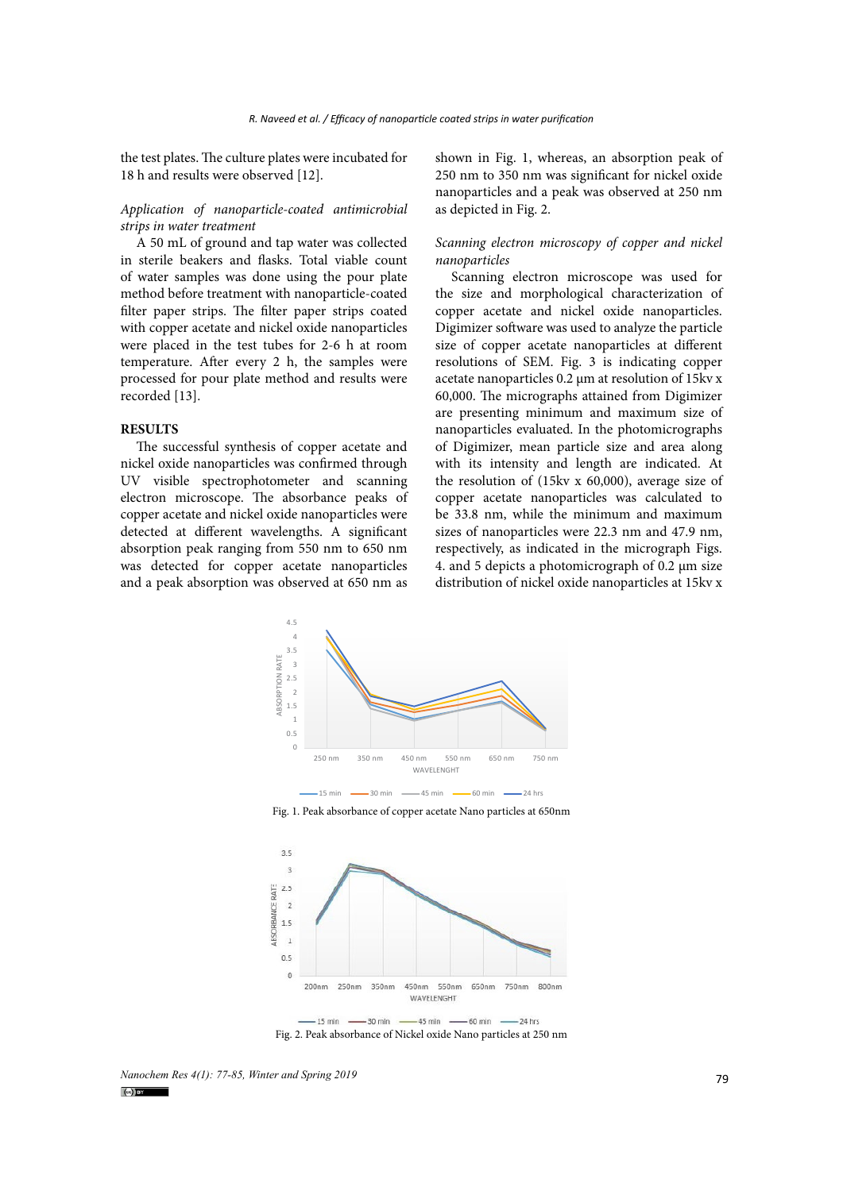the test plates. The culture plates were incubated for 18 h and results were observed [12].

*Application of nanoparticle-coated antimicrobial strips in water treatment*

A 50 mL of ground and tap water was collected in sterile beakers and flasks. Total viable count of water samples was done using the pour plate method before treatment with nanoparticle-coated filter paper strips. The filter paper strips coated with copper acetate and nickel oxide nanoparticles were placed in the test tubes for 2-6 h at room temperature. After every 2 h, the samples were processed for pour plate method and results were recorded [13].

## RESULTS

The successful synthesis of copper acetate and nickel oxide nanoparticles was confirmed through UV visible spectrophotometer and scanning electron microscope. The absorbance peaks of copper acetate and nickel oxide nanoparticles were detected at different wavelengths. A significant absorption peak ranging from 550 nm to 650 nm was detected for copper acetate nanoparticles and a peak absorption was observed at 650 nm as shown in Fig. 1, whereas, an absorption peak of 250 nm to 350 nm was significant for nickel oxide nanoparticles and a peak was observed at 250 nm as depicted in Fig. 2.

*Scanning electron microscopy of copper and nickel nanoparticles*

Scanning electron microscope was used for the size and morphological characterization of copper acetate and nickel oxide nanoparticles. Digimizer software was used to analyze the particle size of copper acetate nanoparticles at different resolutions of SEM. Fig. 3 is indicating copper acetate nanoparticles 0.2 µm at resolution of 15kv x 60,000. The micrographs attained from Digimizer are presenting minimum and maximum size of nanoparticles evaluated. In the photomicrographs of Digimizer, mean particle size and area along with its intensity and length are indicated. At the resolution of (15kv x 60,000), average size of copper acetate nanoparticles was calculated to be 33.8 nm, while the minimum and maximum sizes of nanoparticles were 22.3 nm and 47.9 nm, respectively, as indicated in the micrograph Figs. 4. and 5 depicts a photomicrograph of 0.2 µm size distribution of nickel oxide nanoparticles at 15kv x

Fig. 1. Peak absorbance of copper acetate Nano particles at 650nm

Fig. 2. Peak absorbance of Nickel oxide Nano particles at 250 nm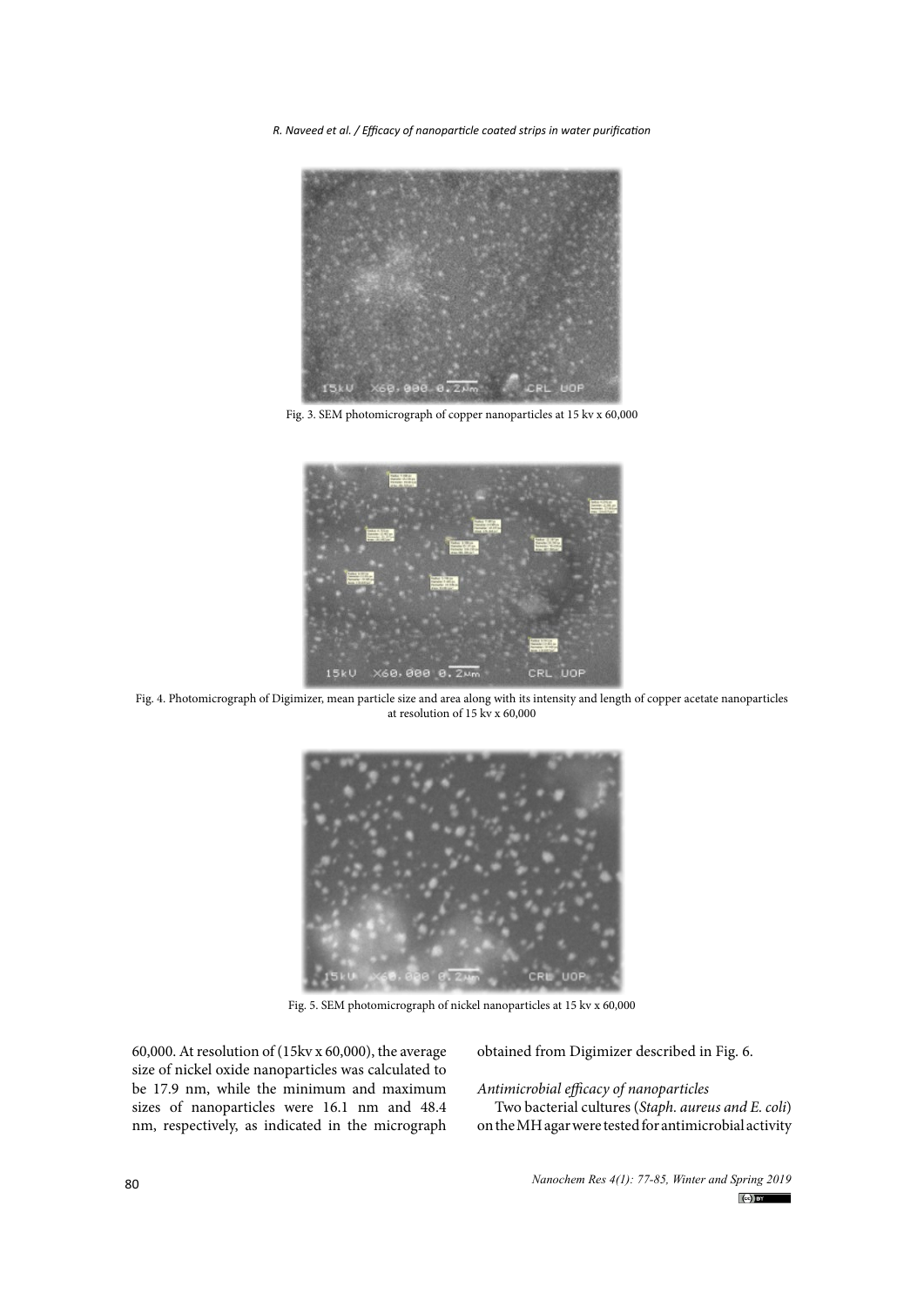Fig. 3. SEM photomicrograph of copper nanoparticles at 15 kv x 60,000

Fig. 4. Photomicrograph of Digimizer, mean particle size and area along with its intensity and length of copper acetate nanoparticles at resolution of 15 kv x 60,000

Fig. 5. SEM photomicrograph of nickel nanoparticles at 15 kv x 60,000

60,000. At resolution of (15kv x 60,000), the average size of nickel oxide nanoparticles was calculated to be 17.9 nm, while the minimum and maximum sizes of nanoparticles were 16.1 nm and 48.4 nm, respectively, as indicated in the micrograph obtained from Digimizer described in Fig. 6.

*Antimicrobial efficacy of nanoparticles*

Two bacterial cultures (*Staph. aureus and E. coli*) on the MH agar were tested for antimicrobial activity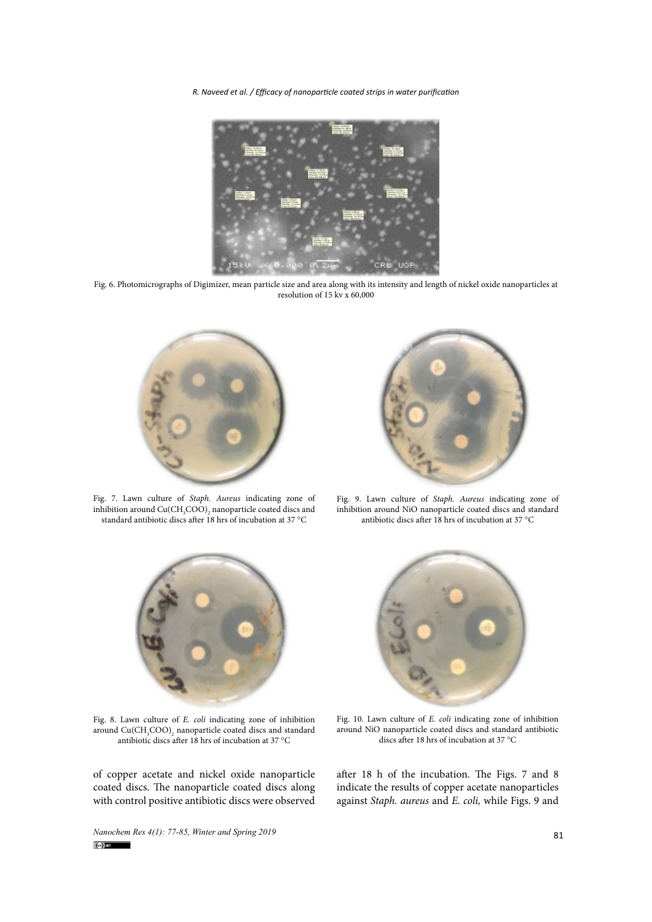Fig. 6. Photomicrographs of Digimizer, mean particle size and area along with its intensity and length of nickel oxide nanoparticles at resolution of 15 kv x 60,000

Fig. 7. Lawn culture of *Staph. Aureus* indicating zone of inhibition around $Cu(CH_3COO)_2$ nanoparticle coated discs and standard antibiotic discs after 18 hrs of incubation at 37 °C

Fig. 9. Lawn culture of *Staph. Aureus* indicating zone of inhibition around NiO nanoparticle coated discs and standard antibiotic discs after 18 hrs of incubation at 37 °C

Fig. 8. Lawn culture of *E. coli* indicating zone of inhibition around $Cu(CH_3COO)_2$ nanoparticle coated discs and standard antibiotic discs after 18 hrs of incubation at 37 °C

Fig. 10. Lawn culture of *E. coli* indicating zone of inhibition around NiO nanoparticle coated discs and standard antibiotic discs after 18 hrs of incubation at 37 °C

of copper acetate and nickel oxide nanoparticle coated discs. The nanoparticle coated discs along with control positive antibiotic discs were observed after 18 h of the incubation. The Figs. 7 and 8 indicate the results of copper acetate nanoparticles against *Staph. aureus* and *E. coli,* while Figs. 9 and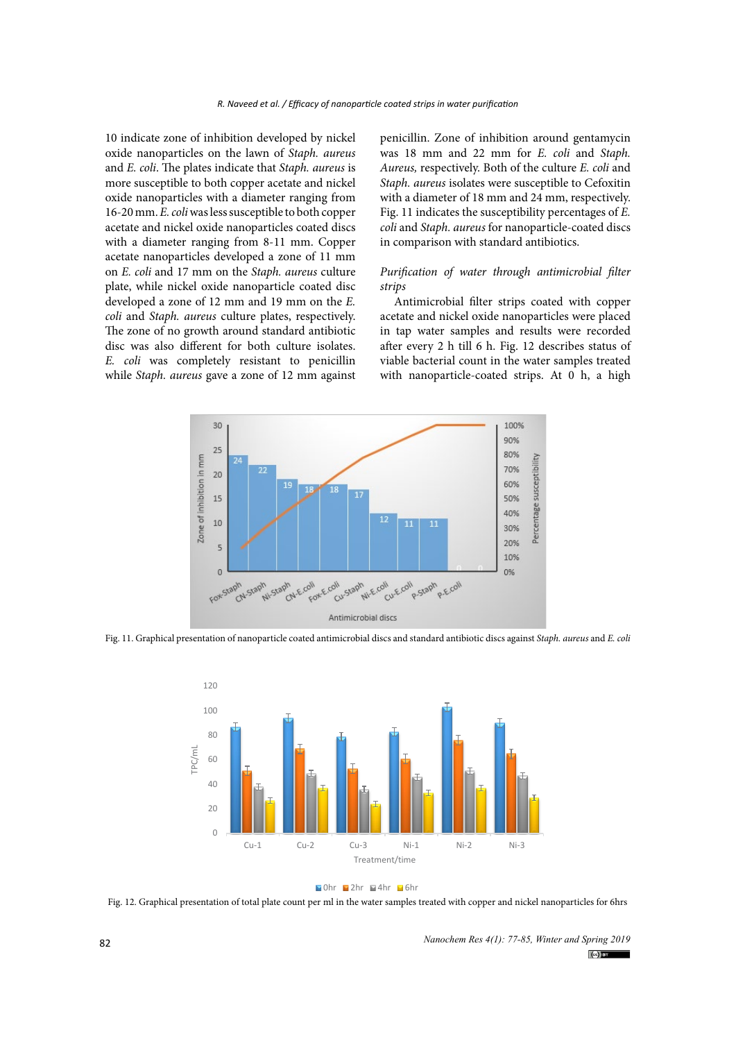10 indicate zone of inhibition developed by nickel oxide nanoparticles on the lawn of *Staph. aureus* and *E. coli*. The plates indicate that *Staph. aureus* is more susceptible to both copper acetate and nickel oxide nanoparticles with a diameter ranging from 16-20 mm. *E. coli* was less susceptible to both copper acetate and nickel oxide nanoparticles coated discs with a diameter ranging from 8-11 mm. Copper acetate nanoparticles developed a zone of 11 mm on *E. coli* and 17 mm on the *Staph. aureus* culture plate, while nickel oxide nanoparticle coated disc developed a zone of 12 mm and 19 mm on the *E. coli* and *Staph. aureus* culture plates, respectively. The zone of no growth around standard antibiotic disc was also different for both culture isolates. *E. coli* was completely resistant to penicillin while *Staph. aureus* gave a zone of 12 mm against penicillin. Zone of inhibition around gentamycin was 18 mm and 22 mm for *E. coli* and *Staph. Aureus,* respectively. Both of the culture *E. coli* and *Staph. aureus* isolates were susceptible to Cefoxitin with a diameter of 18 mm and 24 mm, respectively. Fig. 11 indicates the susceptibility percentages of *E. coli* and *Staph. aureus* for nanoparticle-coated discs in comparison with standard antibiotics.

*Purification of water through antimicrobial filter strips*

Antimicrobial filter strips coated with copper acetate and nickel oxide nanoparticles were placed in tap water samples and results were recorded after every 2 h till 6 h. Fig. 12 describes status of viable bacterial count in the water samples treated with nanoparticle-coated strips. At 0 h, a high

Fig. 11. Graphical presentation of nanoparticle coated antimicrobial discs and standard antibiotic discs against *Staph. aureus* and *E. coli*

Fig. 12. Graphical presentation of total plate count per ml in the water samples treated with copper and nickel nanoparticles for 6hrs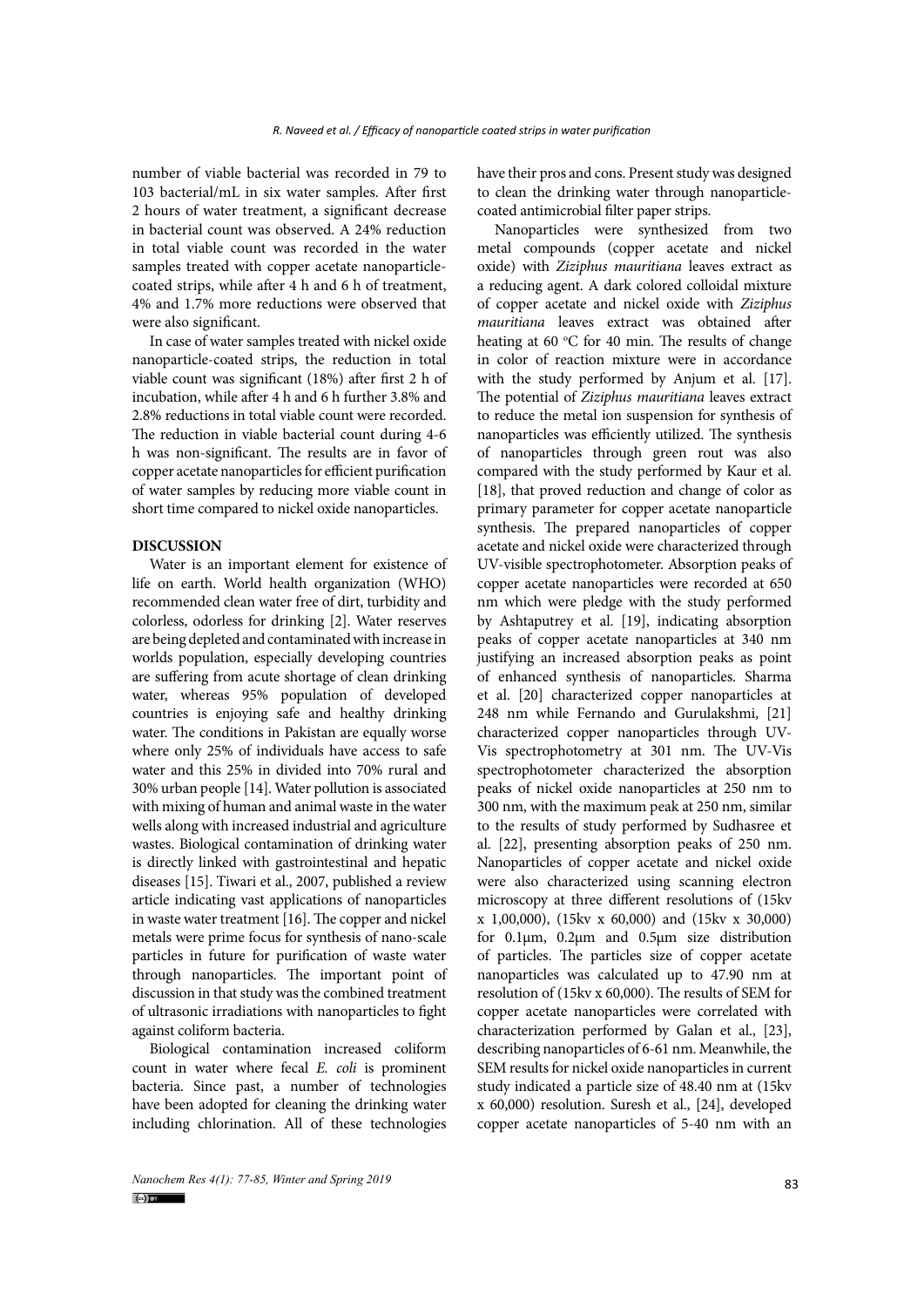number of viable bacterial was recorded in 79 to 103 bacterial/mL in six water samples. After first 2 hours of water treatment, a significant decrease in bacterial count was observed. A 24% reduction in total viable count was recorded in the water samples treated with copper acetate nanoparticle-coated strips, while after 4 h and 6 h of treatment, 4% and 1.7% more reductions were observed that were also significant.

In case of water samples treated with nickel oxide nanoparticle-coated strips, the reduction in total viable count was significant (18%) after first 2 h of incubation, while after 4 h and 6 h further 3.8% and 2.8% reductions in total viable count were recorded. The reduction in viable bacterial count during 4-6 h was non-significant. The results are in favor of copper acetate nanoparticles for efficient purification of water samples by reducing more viable count in short time compared to nickel oxide nanoparticles.

## DISCUSSION

Water is an important element for existence of life on earth. World health organization (WHO) recommended clean water free of dirt, turbidity and colorless, odorless for drinking [2]. Water reserves are being depleted and contaminated with increase in worlds population, especially developing countries are suffering from acute shortage of clean drinking water, whereas 95% population of developed countries is enjoying safe and healthy drinking water. The conditions in Pakistan are equally worse where only 25% of individuals have access to safe water and this 25% in divided into 70% rural and 30% urban people [14]. Water pollution is associated with mixing of human and animal waste in the water wells along with increased industrial and agriculture wastes. Biological contamination of drinking water is directly linked with gastrointestinal and hepatic diseases [15]. Tiwari et al., 2007, published a review article indicating vast applications of nanoparticles in waste water treatment [16]. The copper and nickel metals were prime focus for synthesis of nano-scale particles in future for purification of waste water through nanoparticles. The important point of discussion in that study was the combined treatment of ultrasonic irradiations with nanoparticles to fight against coliform bacteria.

Biological contamination increased coliform count in water where fecal *E. coli* is prominent bacteria. Since past, a number of technologies have been adopted for cleaning the drinking water including chlorination. All of these technologies have their pros and cons. Present study was designed to clean the drinking water through nanoparticle-coated antimicrobial filter paper strips.

Nanoparticles were synthesized from two metal compounds (copper acetate and nickel oxide) with *Ziziphus mauritiana* leaves extract as a reducing agent. A dark colored colloidal mixture of copper acetate and nickel oxide with *Ziziphus mauritiana* leaves extract was obtained after heating at 60 $^{o}$C for 40 min. The results of change in color of reaction mixture were in accordance with the study performed by Anjum et al. [17]. The potential of *Ziziphus mauritiana* leaves extract to reduce the metal ion suspension for synthesis of nanoparticles was efficiently utilized. The synthesis of nanoparticles through green rout was also compared with the study performed by Kaur et al. [18], that proved reduction and change of color as primary parameter for copper acetate nanoparticle synthesis. The prepared nanoparticles of copper acetate and nickel oxide were characterized through UV-visible spectrophotometer. Absorption peaks of copper acetate nanoparticles were recorded at 650 nm which were pledge with the study performed by Ashtaputrey et al. [19], indicating absorption peaks of copper acetate nanoparticles at 340 nm justifying an increased absorption peaks as point of enhanced synthesis of nanoparticles. Sharma et al. [20] characterized copper nanoparticles at 248 nm while Fernando and Gurulakshmi, [21] characterized copper nanoparticles through UV-Vis spectrophotometry at 301 nm. The UV-Vis spectrophotometer characterized the absorption peaks of nickel oxide nanoparticles at 250 nm to 300 nm, with the maximum peak at 250 nm, similar to the results of study performed by Sudhasree et al. [22], presenting absorption peaks of 250 nm. Nanoparticles of copper acetate and nickel oxide were also characterized using scanning electron microscopy at three different resolutions of (15kv x 1,00,000), (15kv x 60,000) and (15kv x 30,000) for 0.1µm, 0.2µm and 0.5µm size distribution of particles. The particles size of copper acetate nanoparticles was calculated up to 47.90 nm at resolution of (15kv x 60,000). The results of SEM for copper acetate nanoparticles were correlated with characterization performed by Galan et al., [23], describing nanoparticles of 6-61 nm. Meanwhile, the SEM results for nickel oxide nanoparticles in current study indicated a particle size of 48.40 nm at (15kv x 60,000) resolution. Suresh et al., [24], developed copper acetate nanoparticles of 5-40 nm with an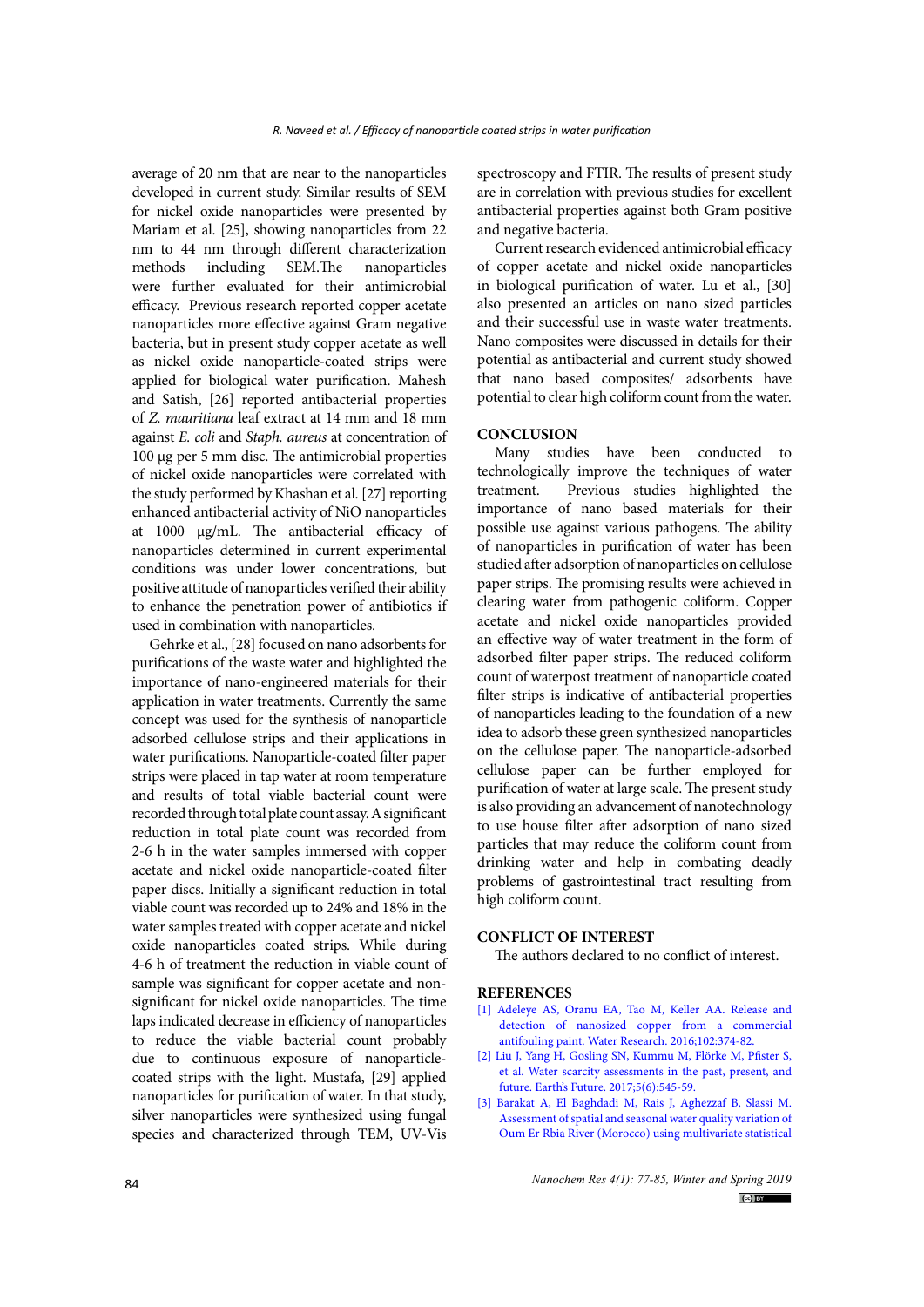average of 20 nm that are near to the nanoparticles developed in current study. Similar results of SEM for nickel oxide nanoparticles were presented by Mariam et al. [25], showing nanoparticles from 22 nm to 44 nm through different characterization methods including SEM.The nanoparticles were further evaluated for their antimicrobial efficacy. Previous research reported copper acetate nanoparticles more effective against Gram negative bacteria, but in present study copper acetate as well as nickel oxide nanoparticle-coated strips were applied for biological water purification. Mahesh and Satish, [26] reported antibacterial properties of *Z. mauritiana* leaf extract at 14 mm and 18 mm against *E. coli* and *Staph. aureus* at concentration of 100 µg per 5 mm disc. The antimicrobial properties of nickel oxide nanoparticles were correlated with the study performed by Khashan et al. [27] reporting enhanced antibacterial activity of NiO nanoparticles at 1000 µg/mL. The antibacterial efficacy of nanoparticles determined in current experimental conditions was under lower concentrations, but positive attitude of nanoparticles verified their ability to enhance the penetration power of antibiotics if used in combination with nanoparticles.

Gehrke et al., [28] focused on nano adsorbents for purifications of the waste water and highlighted the importance of nano-engineered materials for their application in water treatments. Currently the same concept was used for the synthesis of nanoparticle adsorbed cellulose strips and their applications in water purifications. Nanoparticle-coated filter paper strips were placed in tap water at room temperature and results of total viable bacterial count were recorded through total plate count assay. A significant reduction in total plate count was recorded from 2-6 h in the water samples immersed with copper acetate and nickel oxide nanoparticle-coated filter paper discs. Initially a significant reduction in total viable count was recorded up to 24% and 18% in the water samples treated with copper acetate and nickel oxide nanoparticles coated strips. While during 4-6 h of treatment the reduction in viable count of sample was significant for copper acetate and non-significant for nickel oxide nanoparticles. The time laps indicated decrease in efficiency of nanoparticles to reduce the viable bacterial count probably due to continuous exposure of nanoparticle-coated strips with the light. Mustafa, [29] applied nanoparticles for purification of water. In that study, silver nanoparticles were synthesized using fungal species and characterized through TEM, UV-Vis spectroscopy and FTIR. The results of present study are in correlation with previous studies for excellent antibacterial properties against both Gram positive and negative bacteria.

Current research evidenced antimicrobial efficacy of copper acetate and nickel oxide nanoparticles in biological purification of water. Lu et al., [30] also presented an articles on nano sized particles and their successful use in waste water treatments. Nano composites were discussed in details for their potential as antibacterial and current study showed that nano based composites/ adsorbents have potential to clear high coliform count from the water.

## CONCLUSION

Many studies have been conducted to technologically improve the techniques of water treatment. Previous studies highlighted the importance of nano based materials for their possible use against various pathogens. The ability of nanoparticles in purification of water has been studied after adsorption of nanoparticles on cellulose paper strips. The promising results were achieved in clearing water from pathogenic coliform. Copper acetate and nickel oxide nanoparticles provided an effective way of water treatment in the form of adsorbed filter paper strips. The reduced coliform count of waterpost treatment of nanoparticle coated filter strips is indicative of antibacterial properties of nanoparticles leading to the foundation of a new idea to adsorb these green synthesized nanoparticles on the cellulose paper. The nanoparticle-adsorbed cellulose paper can be further employed for purification of water at large scale. The present study is also providing an advancement of nanotechnology to use house filter after adsorption of nano sized particles that may reduce the coliform count from drinking water and help in combating deadly problems of gastrointestinal tract resulting from high coliform count.

## CONFLICT OF INTEREST

The authors declared to no conflict of interest.

## REFERENCES

[1] Adeleye AS, Oranu EA, Tao M, Keller AA. Release and detection of nanosized copper from a commercial antifouling paint. Water Research. 2016;102:374-82.

[2] Liu J, Yang H, Gosling SN, Kummu M, Flörke M, Pfister S, et al. Water scarcity assessments in the past, present, and future. Earth's Future. 2017;5(6):545-59.

[3] Barakat A, El Baghdadi M, Rais J, Aghezzaf B, Slassi M. Assessment of spatial and seasonal water quality variation of Oum Er Rbia River (Morocco) using multivariate statistical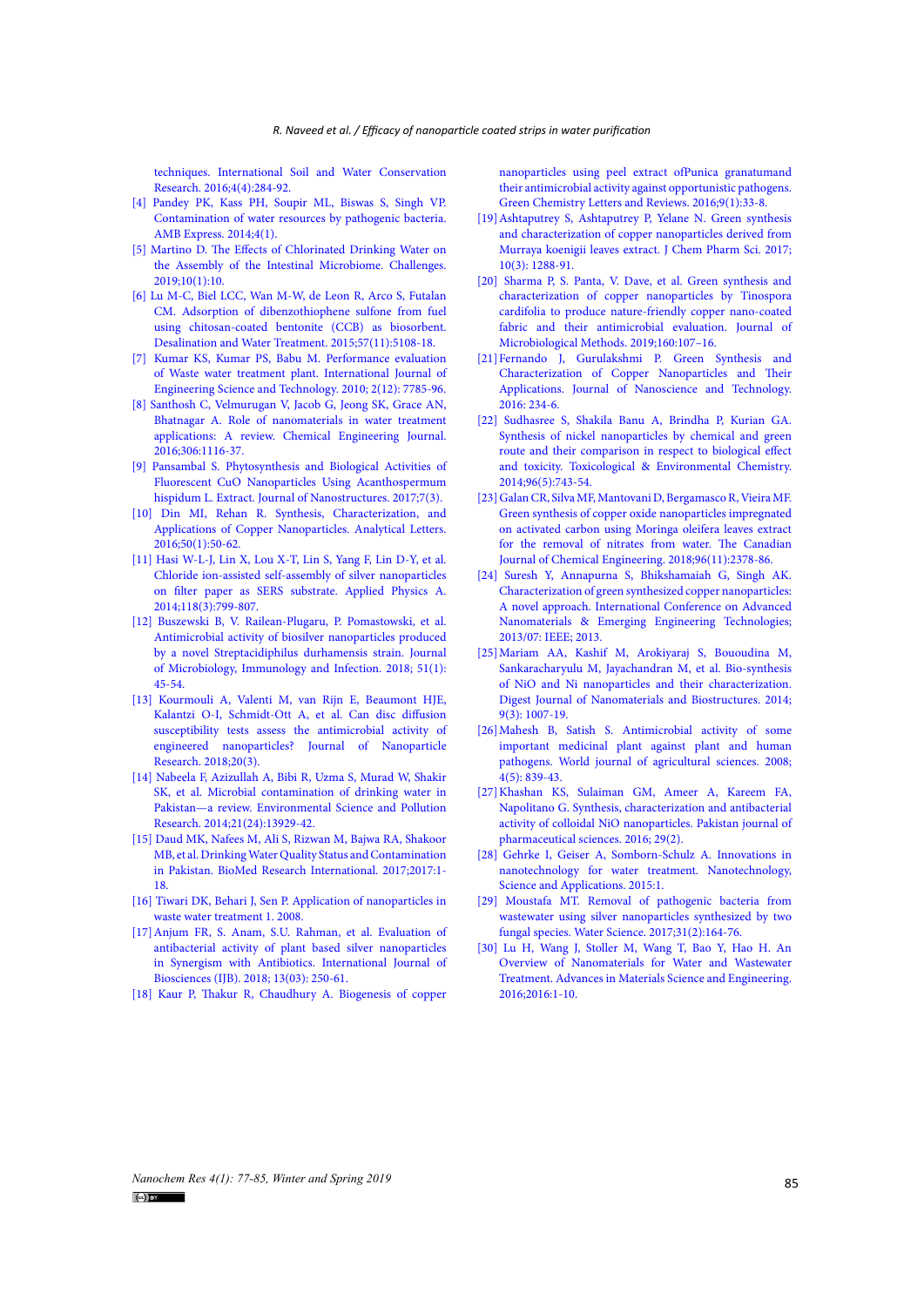techniques. International Soil and Water Conservation Research. 2016;4(4):284-92.

[4] Pandey PK, Kass PH, Soupir ML, Biswas S, Singh VP. Contamination of water resources by pathogenic bacteria. AMB Express. 2014;4(1).

[5] Martino D. The Effects of Chlorinated Drinking Water on the Assembly of the Intestinal Microbiome. Challenges. 2019;10(1):10.

[6] Lu M-C, Biel LCC, Wan M-W, de Leon R, Arco S, Futalan CM. Adsorption of dibenzothiophene sulfone from fuel using chitosan-coated bentonite (CCB) as biosorbent. Desalination and Water Treatment. 2015;57(11):5108-18.

[7] Kumar KS, Kumar PS, Babu M. Performance evaluation of Waste water treatment plant. International Journal of Engineering Science and Technology. 2010; 2(12): 7785-96.

[8] Santhosh C, Velmurugan V, Jacob G, Jeong SK, Grace AN, Bhatnagar A. Role of nanomaterials in water treatment applications: A review. Chemical Engineering Journal. 2016;306:1116-37.

[9] Pansambal S. Phytosynthesis and Biological Activities of Fluorescent CuO Nanoparticles Using Acanthospermum hispidum L. Extract. Journal of Nanostructures. 2017;7(3).

[10] Din MI, Rehan R. Synthesis, Characterization, and Applications of Copper Nanoparticles. Analytical Letters. 2016;50(1):50-62.

[11] Hasi W-L-J, Lin X, Lou X-T, Lin S, Yang F, Lin D-Y, et al. Chloride ion-assisted self-assembly of silver nanoparticles on filter paper as SERS substrate. Applied Physics A. 2014;118(3):799-807.

[12] Buszewski B, V. Railean-Plugaru, P. Pomastowski, et al. Antimicrobial activity of biosilver nanoparticles produced by a novel Streptacidiphilus durhamensis strain. Journal of Microbiology, Immunology and Infection. 2018; 51(1): 45-54.

[13] Kourmouli A, Valenti M, van Rijn E, Beaumont HJE, Kalantzi O-I, Schmidt-Ott A, et al. Can disc diffusion susceptibility tests assess the antimicrobial activity of engineered nanoparticles? Journal of Nanoparticle Research. 2018;20(3).

[14] Nabeela F, Azizullah A, Bibi R, Uzma S, Murad W, Shakir SK, et al. Microbial contamination of drinking water in Pakistan—a review. Environmental Science and Pollution Research. 2014;21(24):13929-42.

[15] Daud MK, Nafees M, Ali S, Rizwan M, Bajwa RA, Shakoor MB, et al. Drinking Water Quality Status and Contamination in Pakistan. BioMed Research International. 2017;2017:1-18.

[16] Tiwari DK, Behari J, Sen P. Application of nanoparticles in waste water treatment 1. 2008.

[17] Anjum FR, S. Anam, S.U. Rahman, et al. Evaluation of antibacterial activity of plant based silver nanoparticles in Synergism with Antibiotics. International Journal of Biosciences (IJB). 2018; 13(03): 250-61.

[18] Kaur P, Thakur R, Chaudhury A. Biogenesis of copper nanoparticles using peel extract ofPunica granatumand their antimicrobial activity against opportunistic pathogens. Green Chemistry Letters and Reviews. 2016;9(1):33-8.

[19] Ashtaputrey S, Ashtaputrey P, Yelane N. Green synthesis and characterization of copper nanoparticles derived from Murraya koenigii leaves extract. J Chem Pharm Sci. 2017; 10(3): 1288-91.

[20] Sharma P, S. Panta, V. Dave, et al. Green synthesis and characterization of copper nanoparticles by Tinospora cardifolia to produce nature-friendly copper nano-coated fabric and their antimicrobial evaluation. Journal of Microbiological Methods. 2019;160:107–16.

[21] Fernando J, Gurulakshmi P. Green Synthesis and Characterization of Copper Nanoparticles and Their Applications. Journal of Nanoscience and Technology. 2016: 234-6.

[22] Sudhasree S, Shakila Banu A, Brindha P, Kurian GA. Synthesis of nickel nanoparticles by chemical and green route and their comparison in respect to biological effect and toxicity. Toxicological & Environmental Chemistry. 2014;96(5):743-54.

[23] Galan CR, Silva MF, Mantovani D, Bergamasco R, Vieira MF. Green synthesis of copper oxide nanoparticles impregnated on activated carbon using Moringa oleifera leaves extract for the removal of nitrates from water. The Canadian Journal of Chemical Engineering. 2018;96(11):2378-86.

[24] Suresh Y, Annapurna S, Bhikshamaiah G, Singh AK. Characterization of green synthesized copper nanoparticles: A novel approach. International Conference on Advanced Nanomaterials & Emerging Engineering Technologies; 2013/07: IEEE; 2013.

[25] Mariam AA, Kashif M, Arokiyaraj S, Bououdina M, Sankaracharyulu M, Jayachandran M, et al. Bio-synthesis of NiO and Ni nanoparticles and their characterization. Digest Journal of Nanomaterials and Biostructures. 2014; 9(3): 1007-19.

[26] Mahesh B, Satish S. Antimicrobial activity of some important medicinal plant against plant and human pathogens. World journal of agricultural sciences. 2008; 4(5): 839-43.

[27] Khashan KS, Sulaiman GM, Ameer A, Kareem FA, Napolitano G. Synthesis, characterization and antibacterial activity of colloidal NiO nanoparticles. Pakistan journal of pharmaceutical sciences. 2016; 29(2).

[28] Gehrke I, Geiser A, Somborn-Schulz A. Innovations in nanotechnology for water treatment. Nanotechnology, Science and Applications. 2015:1.

[29] Moustafa MT. Removal of pathogenic bacteria from wastewater using silver nanoparticles synthesized by two fungal species. Water Science. 2017;31(2):164-76.

[30] Lu H, Wang J, Stoller M, Wang T, Bao Y, Hao H. An Overview of Nanomaterials for Water and Wastewater Treatment. Advances in Materials Science and Engineering. 2016;2016:1-10.